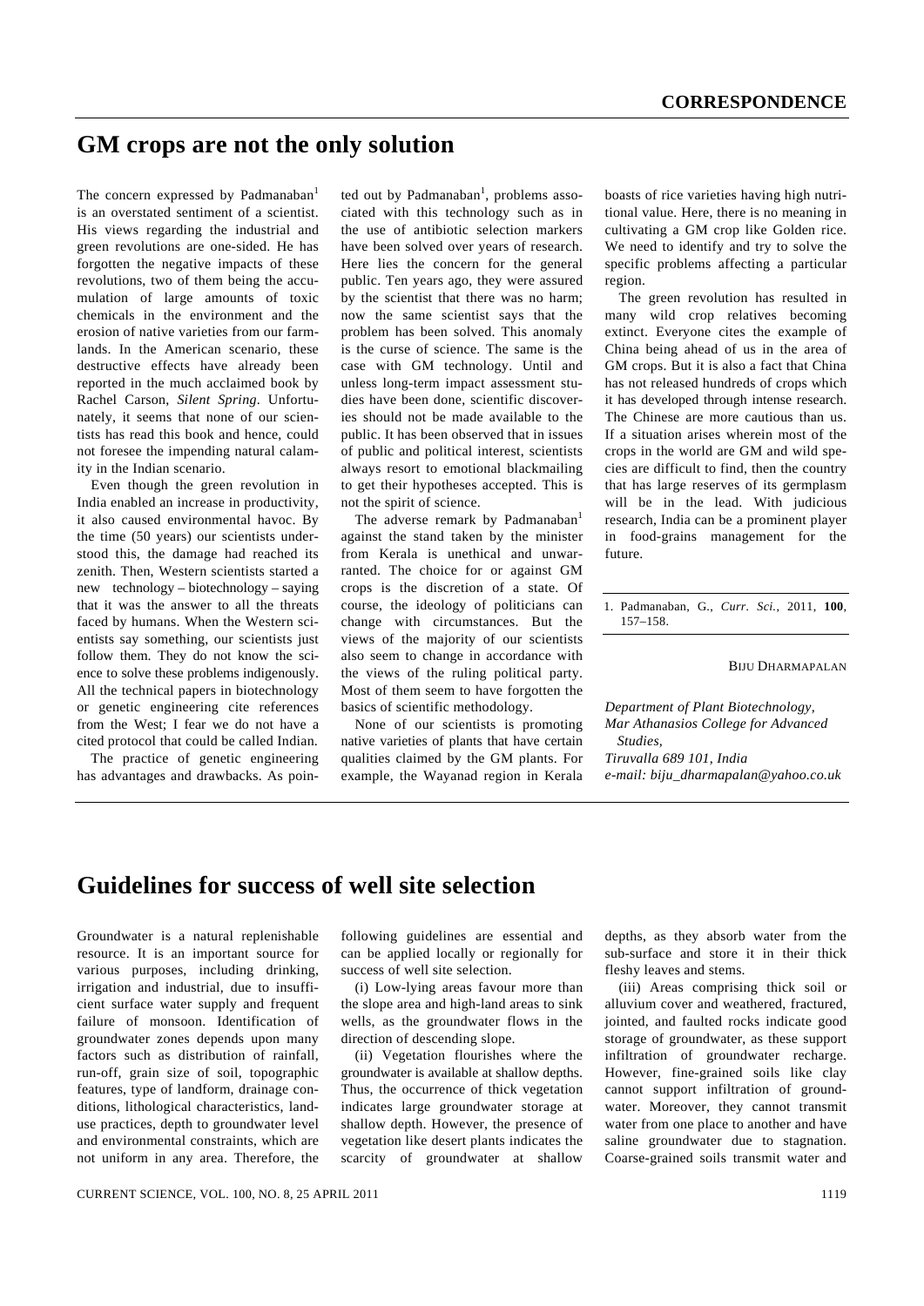## CORRESPONDENCE

# GM crops are not the only solution

The concern expressed by Padmanaban[1] is an overstated sentiment of a scientist. His views regarding the industrial and green revolutions are one-sided. He has forgotten the negative impacts of these revolutions, two of them being the accumulation of large amounts of toxic chemicals in the environment and the erosion of native varieties from our farmlands. In the American scenario, these destructive effects have already been reported in the much acclaimed book by Rachel Carson, *Silent Spring*. Unfortunately, it seems that none of our scientists has read this book and hence, could not foresee the impending natural calamity in the Indian scenario.

Even though the green revolution in India enabled an increase in productivity, it also caused environmental havoc. By the time (50 years) our scientists understood this, the damage had reached its zenith. Then, Western scientists started a new technology – biotechnology – saying that it was the answer to all the threats faced by humans. When the Western scientists say something, our scientists just follow them. They do not know the science to solve these problems indigenously. All the technical papers in biotechnology or genetic engineering cite references from the West; I fear we do not have a cited protocol that could be called Indian.

The practice of genetic engineering has advantages and drawbacks. As pointed out by Padmanaban[1], problems associated with this technology such as in the use of antibiotic selection markers have been solved over years of research. Here lies the concern for the general public. Ten years ago, they were assured by the scientist that there was no harm; now the same scientist says that the problem has been solved. This anomaly is the curse of science. The same is the case with GM technology. Until and unless long-term impact assessment studies have been done, scientific discoveries should not be made available to the public. It has been observed that in issues of public and political interest, scientists always resort to emotional blackmailing to get their hypotheses accepted. This is not the spirit of science.

The adverse remark by Padmanaban[1] against the stand taken by the minister from Kerala is unethical and unwarranted. The choice for or against GM crops is the discretion of a state. Of course, the ideology of politicians can change with circumstances. But the views of the majority of our scientists also seem to change in accordance with the views of the ruling political party. Most of them seem to have forgotten the basics of scientific methodology.

None of our scientists is promoting native varieties of plants that have certain qualities claimed by the GM plants. For example, the Wayanad region in Kerala boasts of rice varieties having high nutritional value. Here, there is no meaning in cultivating a GM crop like Golden rice. We need to identify and try to solve the specific problems affecting a particular region.

The green revolution has resulted in many wild crop relatives becoming extinct. Everyone cites the example of China being ahead of us in the area of GM crops. But it is also a fact that China has not released hundreds of crops which it has developed through intense research. The Chinese are more cautious than us. If a situation arises wherein most of the crops in the world are GM and wild species are difficult to find, then the country that has large reserves of its germplasm will be in the lead. With judicious research, India can be a prominent player in food-grains management for the future.

1. Padmanaban, G., *Curr. Sci.*, 2011, **100**, 157–158.

BIJU DHARMAPALAN

*Department of Plant Biotechnology, Mar Athanasios College for Advanced Studies, Tiruvalla 689 101, India*
*e-mail: biju_dharmapalan@yahoo.co.uk*

# Guidelines for success of well site selection

Groundwater is a natural replenishable resource. It is an important source for various purposes, including drinking, irrigation and industrial, due to insufficient surface water supply and frequent failure of monsoon. Identification of groundwater zones depends upon many factors such as distribution of rainfall, run-off, grain size of soil, topographic features, type of landform, drainage conditions, lithological characteristics, land-use practices, depth to groundwater level and environmental constraints, which are not uniform in any area. Therefore, the following guidelines are essential and can be applied locally or regionally for success of well site selection.

(i) Low-lying areas favour more than the slope area and high-land areas to sink wells, as the groundwater flows in the direction of descending slope.

(ii) Vegetation flourishes where the groundwater is available at shallow depths. Thus, the occurrence of thick vegetation indicates large groundwater storage at shallow depth. However, the presence of vegetation like desert plants indicates the scarcity of groundwater at shallow depths, as they absorb water from the sub-surface and store it in their thick fleshy leaves and stems.

(iii) Areas comprising thick soil or alluvium cover and weathered, fractured, jointed, and faulted rocks indicate good storage of groundwater, as these support infiltration of groundwater recharge. However, fine-grained soils like clay cannot support infiltration of groundwater. Moreover, they cannot transmit water from one place to another and have saline groundwater due to stagnation. Coarse-grained soils transmit water and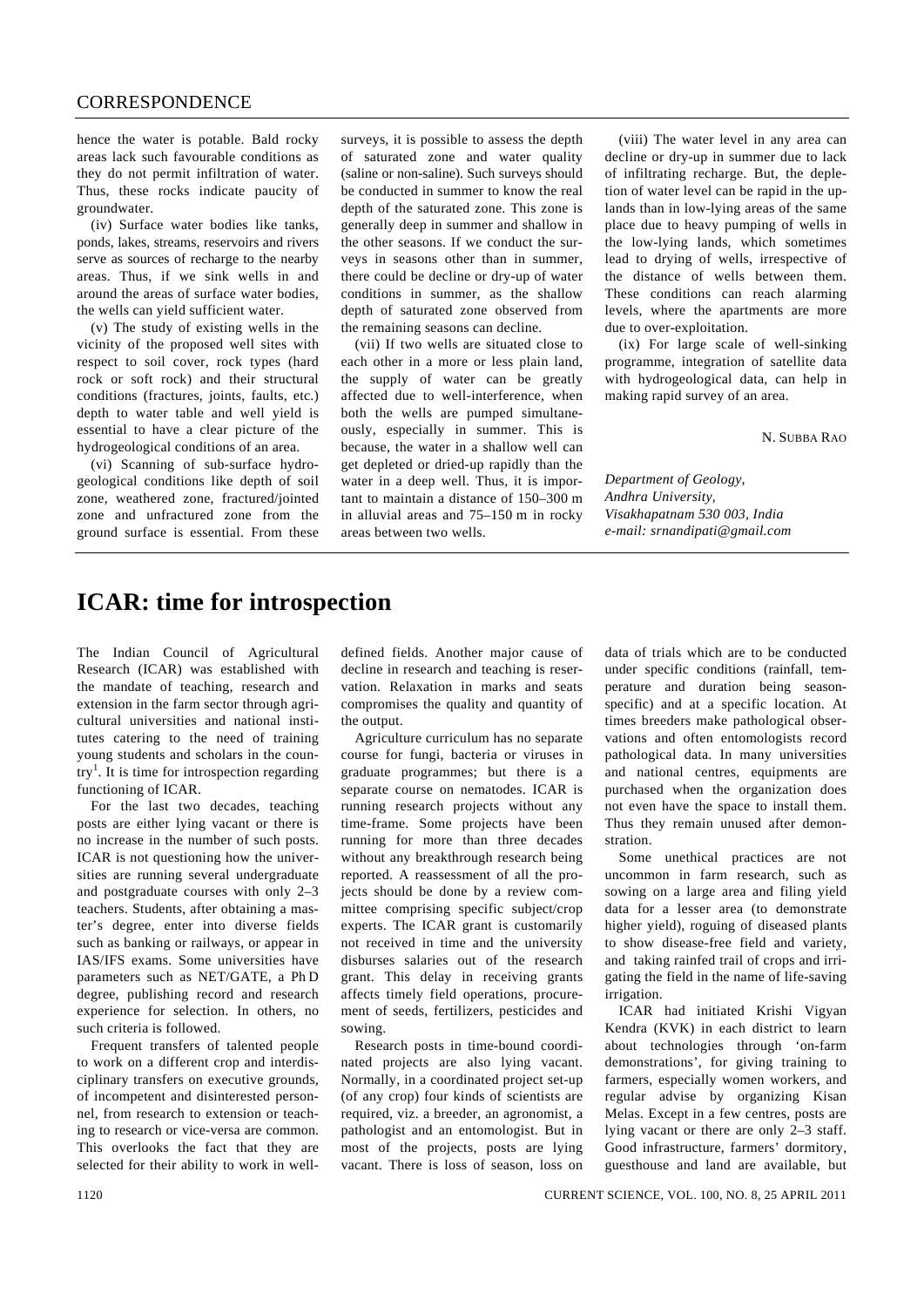hence the water is potable. Bald rocky areas lack such favourable conditions as they do not permit infiltration of water. Thus, these rocks indicate paucity of groundwater.

(iv) Surface water bodies like tanks, ponds, lakes, streams, reservoirs and rivers serve as sources of recharge to the nearby areas. Thus, if we sink wells in and around the areas of surface water bodies, the wells can yield sufficient water.

(v) The study of existing wells in the vicinity of the proposed well sites with respect to soil cover, rock types (hard rock or soft rock) and their structural conditions (fractures, joints, faults, etc.) depth to water table and well yield is essential to have a clear picture of the hydrogeological conditions of an area.

(vi) Scanning of sub-surface hydrogeological conditions like depth of soil zone, weathered zone, fractured/jointed zone and unfractured zone from the ground surface is essential. From these surveys, it is possible to assess the depth of saturated zone and water quality (saline or non-saline). Such surveys should be conducted in summer to know the real depth of the saturated zone. This zone is generally deep in summer and shallow in the other seasons. If we conduct the surveys in seasons other than in summer, there could be decline or dry-up of water conditions in summer, as the shallow depth of saturated zone observed from the remaining seasons can decline.

(vii) If two wells are situated close to each other in a more or less plain land, the supply of water can be greatly affected due to well-interference, when both the wells are pumped simultaneously, especially in summer. This is because, the water in a shallow well can get depleted or dried-up rapidly than the water in a deep well. Thus, it is important to maintain a distance of 150–300 m in alluvial areas and 75–150 m in rocky areas between two wells.

(viii) The water level in any area can decline or dry-up in summer due to lack of infiltrating recharge. But, the depletion of water level can be rapid in the uplands than in low-lying areas of the same place due to heavy pumping of wells in the low-lying lands, which sometimes lead to drying of wells, irrespective of the distance of wells between them. These conditions can reach alarming levels, where the apartments are more due to over-exploitation.

(ix) For large scale of well-sinking programme, integration of satellite data with hydrogeological data, can help in making rapid survey of an area.

N. SUBBA RAO

*Department of Geology,*
*Andhra University,*
*Visakhapatnam 530 003, India*
*e-mail: srnandipati@gmail.com*

# ICAR: time for introspection

The Indian Council of Agricultural Research (ICAR) was established with the mandate of teaching, research and extension in the farm sector through agricultural universities and national institutes catering to the need of training young students and scholars in the country[1]. It is time for introspection regarding functioning of ICAR.

For the last two decades, teaching posts are either lying vacant or there is no increase in the number of such posts. ICAR is not questioning how the universities are running several undergraduate and postgraduate courses with only 2–3 teachers. Students, after obtaining a master's degree, enter into diverse fields such as banking or railways, or appear in IAS/IFS exams. Some universities have parameters such as NET/GATE, a Ph D degree, publishing record and research experience for selection. In others, no such criteria is followed.

Frequent transfers of talented people to work on a different crop and interdisciplinary transfers on executive grounds, of incompetent and disinterested personnel, from research to extension or teaching to research or vice-versa are common. This overlooks the fact that they are selected for their ability to work in well-defined fields. Another major cause of decline in research and teaching is reservation. Relaxation in marks and seats compromises the quality and quantity of the output.

Agriculture curriculum has no separate course for fungi, bacteria or viruses in graduate programmes; but there is a separate course on nematodes. ICAR is running research projects without any time-frame. Some projects have been running for more than three decades without any breakthrough research being reported. A reassessment of all the projects should be done by a review committee comprising specific subject/crop experts. The ICAR grant is customarily not received in time and the university disburses salaries out of the research grant. This delay in receiving grants affects timely field operations, procurement of seeds, fertilizers, pesticides and sowing.

Research posts in time-bound coordinated projects are also lying vacant. Normally, in a coordinated project set-up (of any crop) four kinds of scientists are required, viz. a breeder, an agronomist, a pathologist and an entomologist. But in most of the projects, posts are lying vacant. There is loss of season, loss on data of trials which are to be conducted under specific conditions (rainfall, temperature and duration being season-specific) and at a specific location. At times breeders make pathological observations and often entomologists record pathological data. In many universities and national centres, equipments are purchased when the organization does not even have the space to install them. Thus they remain unused after demonstration.

Some unethical practices are not uncommon in farm research, such as sowing on a large area and filing yield data for a lesser area (to demonstrate higher yield), roguing of diseased plants to show disease-free field and variety, and taking rainfed trail of crops and irrigating the field in the name of life-saving irrigation.

ICAR had initiated Krishi Vigyan Kendra (KVK) in each district to learn about technologies through 'on-farm demonstrations', for giving training to farmers, especially women workers, and regular advise by organizing Kisan Melas. Except in a few centres, posts are lying vacant or there are only 2–3 staff. Good infrastructure, farmers' dormitory, guesthouse and land are available, but